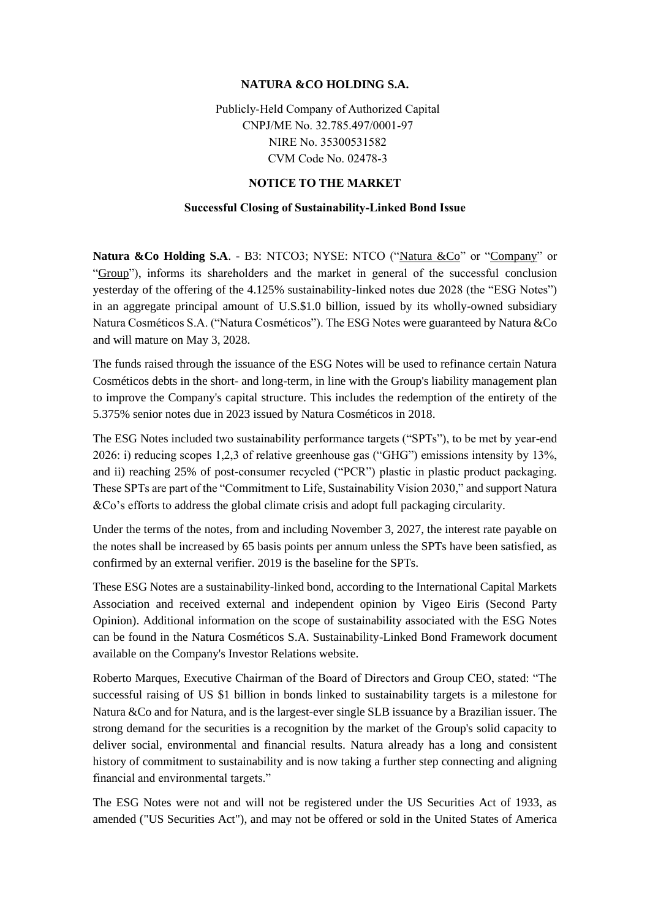**NATURA &CO HOLDING S.A.**

Publicly-Held Company of Authorized Capital
CNPJ/ME No. 32.785.497/0001-97
NIRE No. 35300531582
CVM Code No. 02478-3

**NOTICE TO THE MARKET**

**Successful Closing of Sustainability-Linked Bond Issue**

**Natura &Co Holding S.A**. - B3: NTCO3; NYSE: NTCO ("Natura &Co" or "Company" or "Group"), informs its shareholders and the market in general of the successful conclusion yesterday of the offering of the 4.125% sustainability-linked notes due 2028 (the "ESG Notes") in an aggregate principal amount of U.S.$1.0 billion, issued by its wholly-owned subsidiary Natura Cosméticos S.A. ("Natura Cosméticos"). The ESG Notes were guaranteed by Natura &Co and will mature on May 3, 2028.

The funds raised through the issuance of the ESG Notes will be used to refinance certain Natura Cosméticos debts in the short- and long-term, in line with the Group's liability management plan to improve the Company's capital structure. This includes the redemption of the entirety of the 5.375% senior notes due in 2023 issued by Natura Cosméticos in 2018.

The ESG Notes included two sustainability performance targets ("SPTs"), to be met by year-end 2026: i) reducing scopes 1,2,3 of relative greenhouse gas ("GHG") emissions intensity by 13%, and ii) reaching 25% of post-consumer recycled ("PCR") plastic in plastic product packaging. These SPTs are part of the "Commitment to Life, Sustainability Vision 2030," and support Natura &Co's efforts to address the global climate crisis and adopt full packaging circularity.

Under the terms of the notes, from and including November 3, 2027, the interest rate payable on the notes shall be increased by 65 basis points per annum unless the SPTs have been satisfied, as confirmed by an external verifier. 2019 is the baseline for the SPTs.

These ESG Notes are a sustainability-linked bond, according to the International Capital Markets Association and received external and independent opinion by Vigeo Eiris (Second Party Opinion). Additional information on the scope of sustainability associated with the ESG Notes can be found in the Natura Cosméticos S.A. Sustainability-Linked Bond Framework document available on the Company's Investor Relations website.

Roberto Marques, Executive Chairman of the Board of Directors and Group CEO, stated: "The successful raising of US $1 billion in bonds linked to sustainability targets is a milestone for Natura &Co and for Natura, and is the largest-ever single SLB issuance by a Brazilian issuer. The strong demand for the securities is a recognition by the market of the Group's solid capacity to deliver social, environmental and financial results. Natura already has a long and consistent history of commitment to sustainability and is now taking a further step connecting and aligning financial and environmental targets."

The ESG Notes were not and will not be registered under the US Securities Act of 1933, as amended ("US Securities Act"), and may not be offered or sold in the United States of America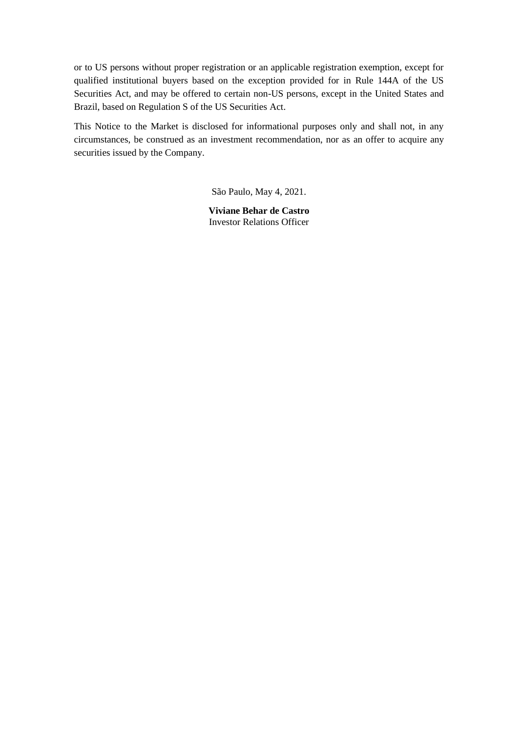or to US persons without proper registration or an applicable registration exemption, except for qualified institutional buyers based on the exception provided for in Rule 144A of the US Securities Act, and may be offered to certain non-US persons, except in the United States and Brazil, based on Regulation S of the US Securities Act.

This Notice to the Market is disclosed for informational purposes only and shall not, in any circumstances, be construed as an investment recommendation, nor as an offer to acquire any securities issued by the Company.

São Paulo, May 4, 2021.

**Viviane Behar de Castro**
Investor Relations Officer